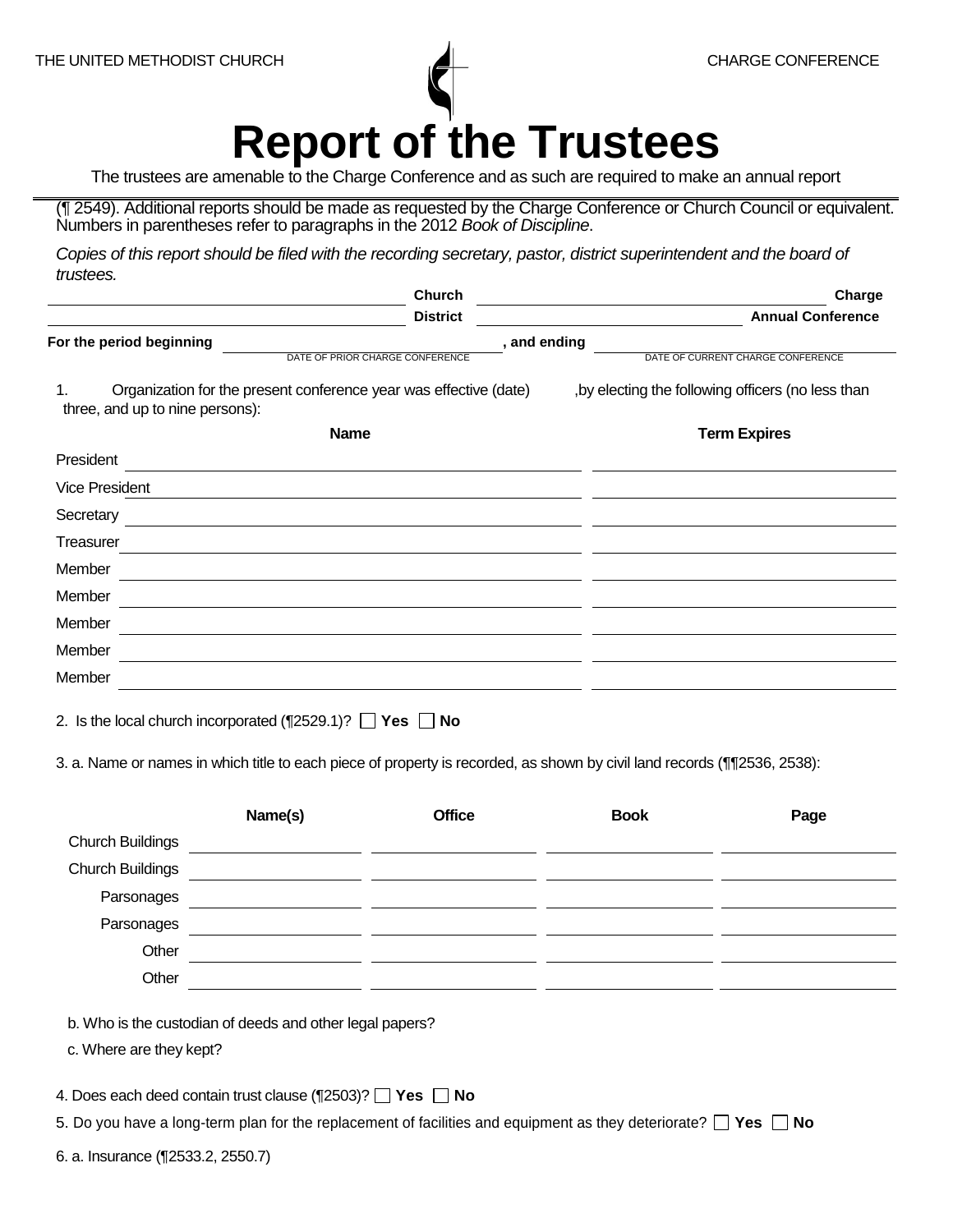THE UNITED METHODIST CHURCH CHARGE CONFERENCE

# Report of the Trustees

The trustees are amenable to the Charge Conference and as such are required to make an annual report (¶ 2549). Additional reports should be made as requested by the Charge Conference or Church Council or equivalent. Numbers in parentheses refer to paragraphs in the 2012 *Book of Discipline*.

*Copies of this report should be filed with the recording secretary, pastor, district superintendent and the board of trustees.*

\_\_\_\_\_\_\_\_\_\_\_\_\_\_\_\_\_\_\_\_ **Church** \_\_\_\_\_\_\_\_\_\_\_\_\_\_\_\_\_\_\_\_ **Charge**

\_\_\_\_\_\_\_\_\_\_\_\_\_\_\_\_\_\_\_\_ **District** \_\_\_\_\_\_\_\_\_\_\_\_\_\_\_\_\_\_\_\_ **Annual Conference**

**For the period beginning** \_\_\_\_\_\_\_\_\_\_\_\_\_\_\_\_\_\_\_\_ **, and ending** \_\_\_\_\_\_\_\_\_\_\_\_\_\_\_\_\_\_\_\_

DATE OF PRIOR CHARGE CONFERENCE — DATE OF CURRENT CHARGE CONFERENCE

1. Organization for the present conference year was effective (date) \_\_\_\_\_\_\_\_, by electing the following officers (no less than three, and up to nine persons):

| | **Name** | **Term Expires** |
|---|---|---|
| President | | |
| Vice President | | |
| Secretary | | |
| Treasurer | | |
| Member | | |
| Member | | |
| Member | | |
| Member | | |
| Member | | |

2. Is the local church incorporated (¶2529.1)? ☐ **Yes** ☐ **No**

3. a. Name or names in which title to each piece of property is recorded, as shown by civil land records (¶¶2536, 2538):

| | **Name(s)** | **Office** | **Book** | **Page** |
|---|---|---|---|---|
| Church Buildings | | | | |
| Church Buildings | | | | |
| Parsonages | | | | |
| Parsonages | | | | |
| Other | | | | |
| Other | | | | |

b. Who is the custodian of deeds and other legal papers?

c. Where are they kept?

4. Does each deed contain trust clause (¶2503)? ☐ **Yes** ☐ **No**

5. Do you have a long-term plan for the replacement of facilities and equipment as they deteriorate? ☐ **Yes** ☐ **No**

6. a. Insurance (¶2533.2, 2550.7)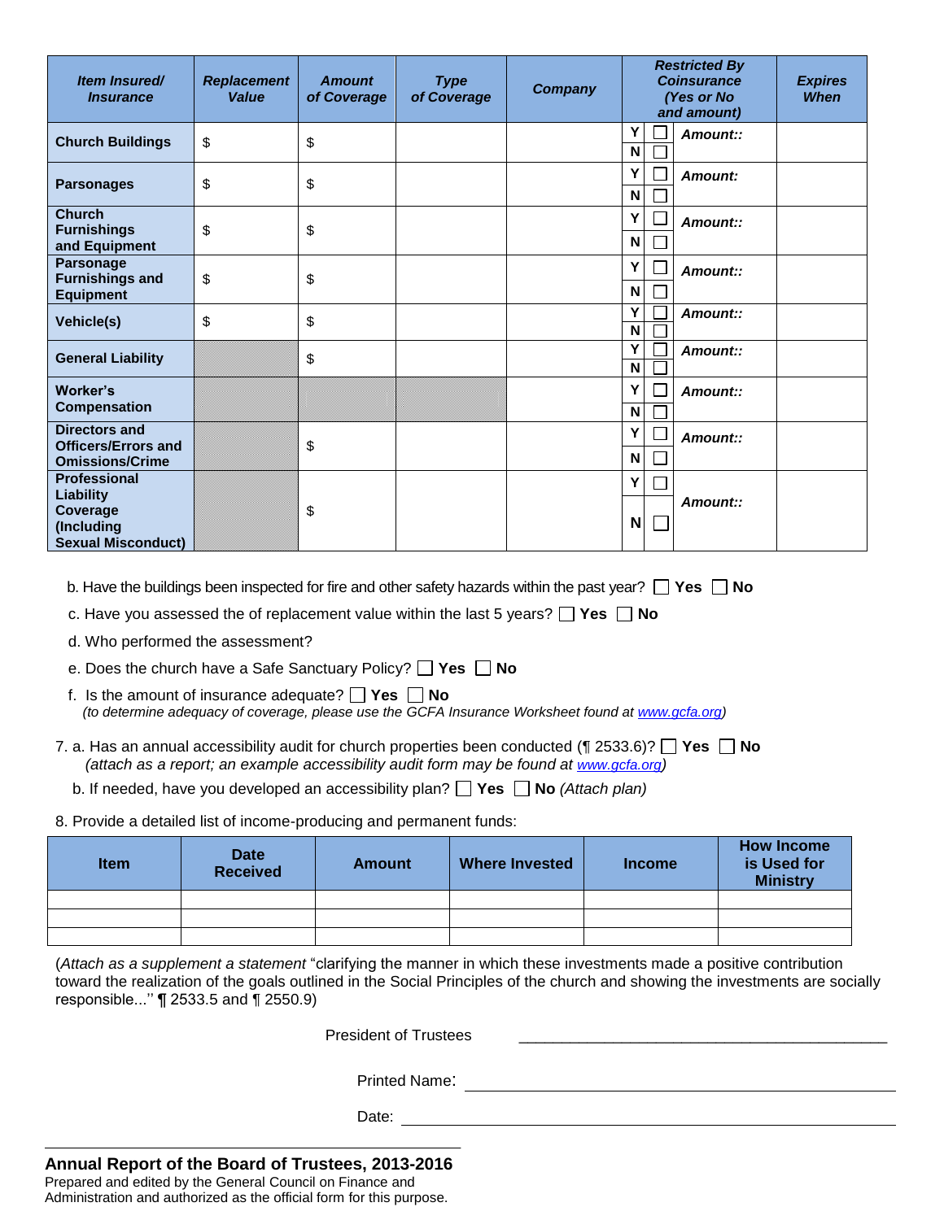| Item Insured/ Insurance | Replacement Value | Amount of Coverage | Type of Coverage | Company | Restricted By Coinsurance (Yes or No and amount) | Expires When |
|---|---|---|---|---|---|---|
| Church Buildings | $ | $ | | | Y ☐ N ☐ Amount:: | |
| Parsonages | $ | $ | | | Y ☐ N ☐ Amount: | |
| Church Furnishings and Equipment | $ | $ | | | Y ☐ N ☐ Amount:: | |
| Parsonage Furnishings and Equipment | $ | $ | | | Y ☐ N ☐ Amount:: | |
| Vehicle(s) | $ | $ | | | Y ☐ N ☐ Amount:: | |
| General Liability | | $ | | | Y ☐ N ☐ Amount:: | |
| Worker's Compensation | | | | | Y ☐ N ☐ Amount:: | |
| Directors and Officers/Errors and Omissions/Crime | | $ | | | Y ☐ N ☐ Amount:: | |
| Professional Liability Coverage (Including Sexual Misconduct) | | $ | | | Y ☐ N ☐ Amount:: | |

b. Have the buildings been inspected for fire and other safety hazards within the past year? ☐ **Yes** ☐ **No**

c. Have you assessed the of replacement value within the last 5 years? ☐ **Yes** ☐ **No**

d. Who performed the assessment?

e. Does the church have a Safe Sanctuary Policy? ☐ **Yes** ☐ **No**

f. Is the amount of insurance adequate? ☐ **Yes** ☐ **No**
*(to determine adequacy of coverage, please use the GCFA Insurance Worksheet found at www.gcfa.org)*

7. a. Has an annual accessibility audit for church properties been conducted (¶ 2533.6)? ☐ **Yes** ☐ **No**
*(attach as a report; an example accessibility audit form may be found at www.gcfa.org)*

b. If needed, have you developed an accessibility plan? ☐ **Yes** ☐ **No** *(Attach plan)*

8. Provide a detailed list of income-producing and permanent funds:

| Item | Date Received | Amount | Where Invested | Income | How Income is Used for Ministry |
|---|---|---|---|---|---|
| | | | | | |
| | | | | | |
| | | | | | |

(*Attach as a supplement a statement* "clarifying the manner in which these investments made a positive contribution toward the realization of the goals outlined in the Social Principles of the church and showing the investments are socially responsible...'' ¶ 2533.5 and ¶ 2550.9)

President of Trustees \_\_\_\_\_\_\_\_\_\_\_\_\_\_\_\_\_\_\_\_\_\_\_\_\_\_\_\_\_\_\_\_\_\_\_\_\_\_\_\_\_\_\_\_

Printed Name: \_\_\_\_\_\_\_\_\_\_\_\_\_\_\_\_\_\_\_\_\_\_\_\_\_\_\_\_\_\_\_\_\_\_\_\_\_\_\_\_\_\_\_\_

Date: \_\_\_\_\_\_\_\_\_\_\_\_\_\_\_\_\_\_\_\_\_\_\_\_\_\_\_\_\_\_\_\_\_\_\_\_\_\_\_\_\_\_\_\_

**Annual Report of the Board of Trustees, 2013-2016**
Prepared and edited by the General Council on Finance and Administration and authorized as the official form for this purpose.